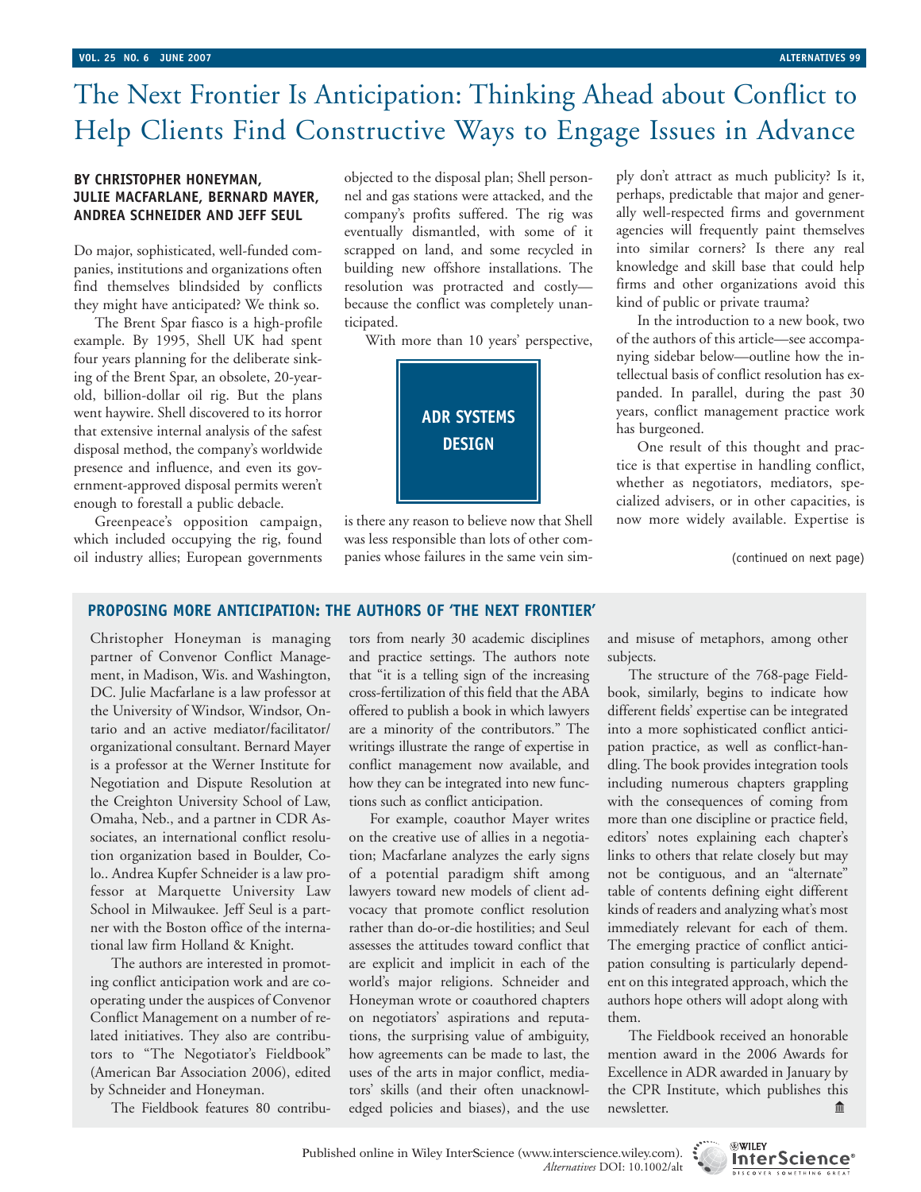# The Next Frontier Is Anticipation: Thinking Ahead about Conflict to Help Clients Find Constructive Ways to Engage Issues in Advance

**BY CHRISTOPHER HONEYMAN, JULIE MACFARLANE, BERNARD MAYER, ANDREA SCHNEIDER AND JEFF SEUL**

Do major, sophisticated, well-funded companies, institutions and organizations often find themselves blindsided by conflicts they might have anticipated? We think so.

The Brent Spar fiasco is a high-profile example. By 1995, Shell UK had spent four years planning for the deliberate sinking of the Brent Spar, an obsolete, 20-year-old, billion-dollar oil rig. But the plans went haywire. Shell discovered to its horror that extensive internal analysis of the safest disposal method, the company's worldwide presence and influence, and even its government-approved disposal permits weren't enough to forestall a public debacle.

Greenpeace's opposition campaign, which included occupying the rig, found oil industry allies; European governments objected to the disposal plan; Shell personnel and gas stations were attacked, and the company's profits suffered. The rig was eventually dismantled, with some of it scrapped on land, and some recycled in building new offshore installations. The resolution was protracted and costly—because the conflict was completely unanticipated.

**ADR SYSTEMS DESIGN**

With more than 10 years' perspective, is there any reason to believe now that Shell was less responsible than lots of other companies whose failures in the same vein simply don't attract as much publicity? Is it, perhaps, predictable that major and generally well-respected firms and government agencies will frequently paint themselves into similar corners? Is there any real knowledge and skill base that could help firms and other organizations avoid this kind of public or private trauma?

In the introduction to a new book, two of the authors of this article—see accompanying sidebar below—outline how the intellectual basis of conflict resolution has expanded. In parallel, during the past 30 years, conflict management practice work has burgeoned.

One result of this thought and practice is that expertise in handling conflict, whether as negotiators, mediators, specialized advisers, or in other capacities, is now more widely available. Expertise is

(continued on next page)

## PROPOSING MORE ANTICIPATION: THE AUTHORS OF 'THE NEXT FRONTIER'

Christopher Honeyman is managing partner of Convenor Conflict Management, in Madison, Wis. and Washington, DC. Julie Macfarlane is a law professor at the University of Windsor, Windsor, Ontario and an active mediator/facilitator/organizational consultant. Bernard Mayer is a professor at the Werner Institute for Negotiation and Dispute Resolution at the Creighton University School of Law, Omaha, Neb., and a partner in CDR Associates, an international conflict resolution organization based in Boulder, Colo.. Andrea Kupfer Schneider is a law professor at Marquette University Law School in Milwaukee. Jeff Seul is a partner with the Boston office of the international law firm Holland & Knight.

The authors are interested in promoting conflict anticipation work and are cooperating under the auspices of Convenor Conflict Management on a number of related initiatives. They also are contributors to "The Negotiator's Fieldbook" (American Bar Association 2006), edited by Schneider and Honeyman.

The Fieldbook features 80 contributors from nearly 30 academic disciplines and practice settings. The authors note that "it is a telling sign of the increasing cross-fertilization of this field that the ABA offered to publish a book in which lawyers are a minority of the contributors." The writings illustrate the range of expertise in conflict management now available, and how they can be integrated into new functions such as conflict anticipation.

For example, coauthor Mayer writes on the creative use of allies in a negotiation; Macfarlane analyzes the early signs of a potential paradigm shift among lawyers toward new models of client advocacy that promote conflict resolution rather than do-or-die hostilities; and Seul assesses the attitudes toward conflict that are explicit and implicit in each of the world's major religions. Schneider and Honeyman wrote or coauthored chapters on negotiators' aspirations and reputations, the surprising value of ambiguity, how agreements can be made to last, the uses of the arts in major conflict, mediators' skills (and their often unacknowledged policies and biases), and the use and misuse of metaphors, among other subjects.

The structure of the 768-page Fieldbook, similarly, begins to indicate how different fields' expertise can be integrated into a more sophisticated conflict anticipation practice, as well as conflict-handling. The book provides integration tools including numerous chapters grappling with the consequences of coming from more than one discipline or practice field, editors' notes explaining each chapter's links to others that relate closely but may not be contiguous, and an "alternate" table of contents defining eight different kinds of readers and analyzing what's most immediately relevant for each of them. The emerging practice of conflict anticipation consulting is particularly dependent on this integrated approach, which the authors hope others will adopt along with them.

The Fieldbook received an honorable mention award in the 2006 Awards for Excellence in ADR awarded in January by the CPR Institute, which publishes this newsletter.

Published online in Wiley InterScience (www.interscience.wiley.com). *Alternatives* DOI: 10.1002/alt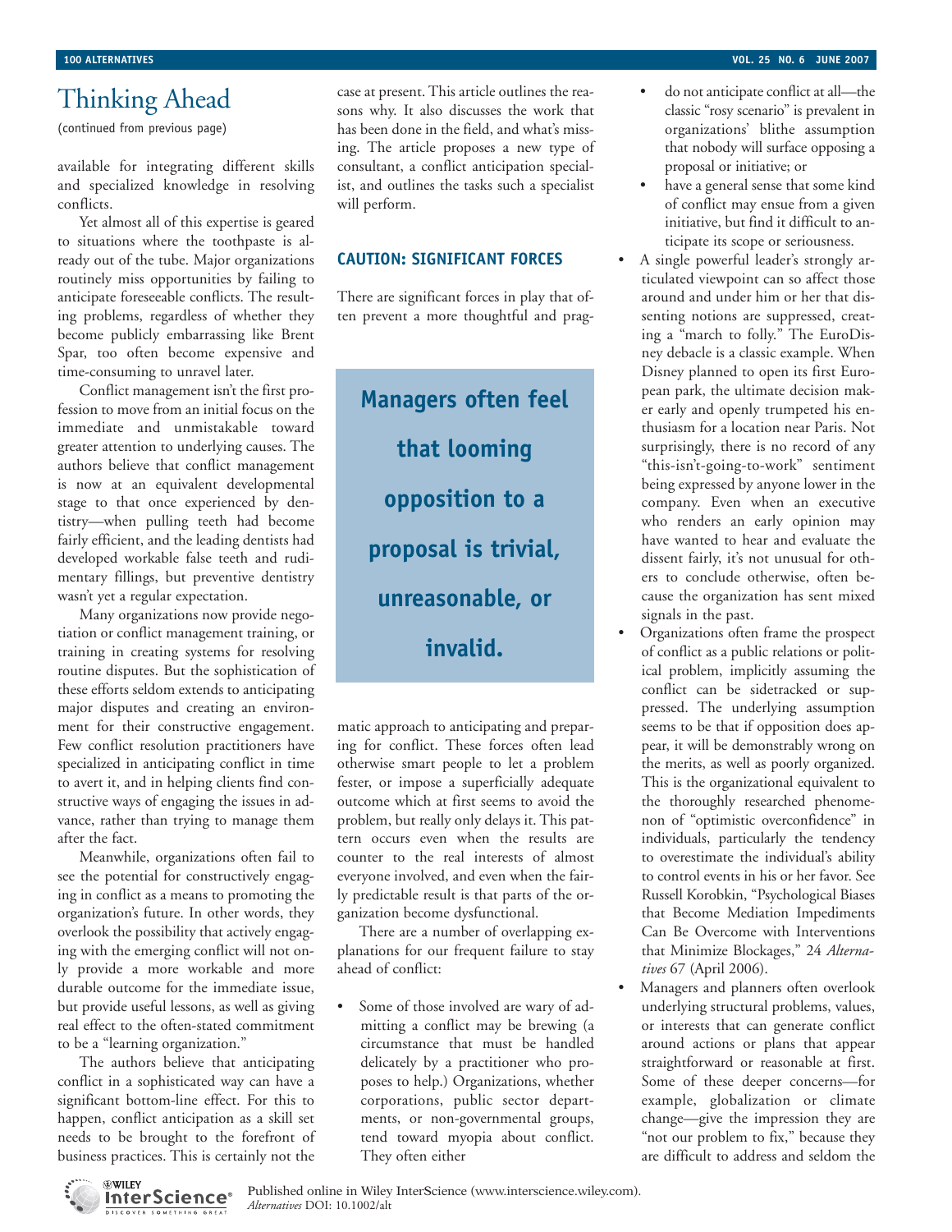# Thinking Ahead

(continued from previous page)

available for integrating different skills and specialized knowledge in resolving conflicts.

Yet almost all of this expertise is geared to situations where the toothpaste is already out of the tube. Major organizations routinely miss opportunities by failing to anticipate foreseeable conflicts. The resulting problems, regardless of whether they become publicly embarrassing like Brent Spar, too often become expensive and time-consuming to unravel later.

Conflict management isn't the first profession to move from an initial focus on the immediate and unmistakable toward greater attention to underlying causes. The authors believe that conflict management is now at an equivalent developmental stage to that once experienced by dentistry—when pulling teeth had become fairly efficient, and the leading dentists had developed workable false teeth and rudimentary fillings, but preventive dentistry wasn't yet a regular expectation.

Many organizations now provide negotiation or conflict management training, or training in creating systems for resolving routine disputes. But the sophistication of these efforts seldom extends to anticipating major disputes and creating an environment for their constructive engagement. Few conflict resolution practitioners have specialized in anticipating conflict in time to avert it, and in helping clients find constructive ways of engaging the issues in advance, rather than trying to manage them after the fact.

Meanwhile, organizations often fail to see the potential for constructively engaging in conflict as a means to promoting the organization's future. In other words, they overlook the possibility that actively engaging with the emerging conflict will not only provide a more workable and more durable outcome for the immediate issue, but provide useful lessons, as well as giving real effect to the often-stated commitment to be a "learning organization."

The authors believe that anticipating conflict in a sophisticated way can have a significant bottom-line effect. For this to happen, conflict anticipation as a skill set needs to be brought to the forefront of business practices. This is certainly not the case at present. This article outlines the reasons why. It also discusses the work that has been done in the field, and what's missing. The article proposes a new type of consultant, a conflict anticipation specialist, and outlines the tasks such a specialist will perform.

## CAUTION: SIGNIFICANT FORCES

There are significant forces in play that often prevent a more thoughtful and pragmatic approach to anticipating and preparing for conflict. These forces often lead otherwise smart people to let a problem fester, or impose a superficially adequate outcome which at first seems to avoid the problem, but really only delays it. This pattern occurs even when the results are counter to the real interests of almost everyone involved, and even when the fairly predictable result is that parts of the organization become dysfunctional.

**Managers often feel that looming opposition to a proposal is trivial, unreasonable, or invalid.**

There are a number of overlapping explanations for our frequent failure to stay ahead of conflict:

- Some of those involved are wary of admitting a conflict may be brewing (a circumstance that must be handled delicately by a practitioner who proposes to help.) Organizations, whether corporations, public sector departments, or non-governmental groups, tend toward myopia about conflict. They often either
  - do not anticipate conflict at all—the classic "rosy scenario" is prevalent in organizations' blithe assumption that nobody will surface opposing a proposal or initiative; or
  - have a general sense that some kind of conflict may ensue from a given initiative, but find it difficult to anticipate its scope or seriousness.
- A single powerful leader's strongly articulated viewpoint can so affect those around and under him or her that dissenting notions are suppressed, creating a "march to folly." The EuroDisney debacle is a classic example. When Disney planned to open its first European park, the ultimate decision maker early and openly trumpeted his enthusiasm for a location near Paris. Not surprisingly, there is no record of any "this-isn't-going-to-work" sentiment being expressed by anyone lower in the company. Even when an executive who renders an early opinion may have wanted to hear and evaluate the dissent fairly, it's not unusual for others to conclude otherwise, often because the organization has sent mixed signals in the past.
- Organizations often frame the prospect of conflict as a public relations or political problem, implicitly assuming the conflict can be sidetracked or suppressed. The underlying assumption seems to be that if opposition does appear, it will be demonstrably wrong on the merits, as well as poorly organized. This is the organizational equivalent to the thoroughly researched phenomenon of "optimistic overconfidence" in individuals, particularly the tendency to overestimate the individual's ability to control events in his or her favor. See Russell Korobkin, "Psychological Biases that Become Mediation Impediments Can Be Overcome with Interventions that Minimize Blockages," 24 *Alternatives* 67 (April 2006).
- Managers and planners often overlook underlying structural problems, values, or interests that can generate conflict around actions or plans that appear straightforward or reasonable at first. Some of these deeper concerns—for example, globalization or climate change—give the impression they are "not our problem to fix," because they are difficult to address and seldom the

Published online in Wiley InterScience (www.interscience.wiley.com). *Alternatives* DOI: 10.1002/alt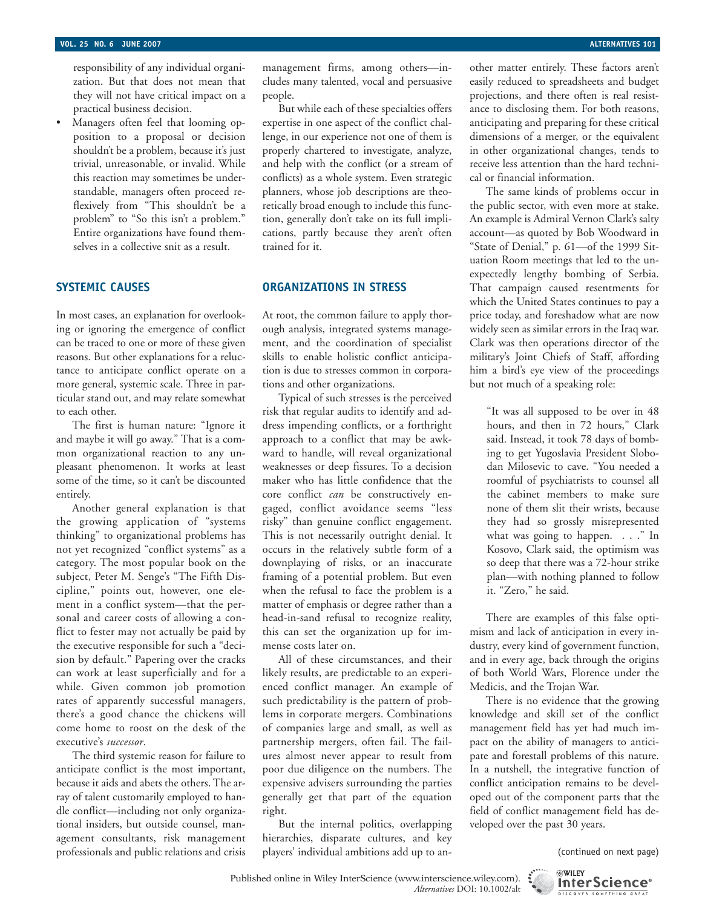responsibility of any individual organization. But that does not mean that they will not have critical impact on a practical business decision.

- Managers often feel that looming opposition to a proposal or decision shouldn't be a problem, because it's just trivial, unreasonable, or invalid. While this reaction may sometimes be understandable, managers often proceed reflexively from "This shouldn't be a problem" to "So this isn't a problem." Entire organizations have found themselves in a collective snit as a result.

## SYSTEMIC CAUSES

In most cases, an explanation for overlooking or ignoring the emergence of conflict can be traced to one or more of these given reasons. But other explanations for a reluctance to anticipate conflict operate on a more general, systemic scale. Three in particular stand out, and may relate somewhat to each other.

The first is human nature: "Ignore it and maybe it will go away." That is a common organizational reaction to any unpleasant phenomenon. It works at least some of the time, so it can't be discounted entirely.

Another general explanation is that the growing application of "systems thinking" to organizational problems has not yet recognized "conflict systems" as a category. The most popular book on the subject, Peter M. Senge's "The Fifth Discipline," points out, however, one element in a conflict system—that the personal and career costs of allowing a conflict to fester may not actually be paid by the executive responsible for such a "decision by default." Papering over the cracks can work at least superficially and for a while. Given common job promotion rates of apparently successful managers, there's a good chance the chickens will come home to roost on the desk of the executive's *successor*.

The third systemic reason for failure to anticipate conflict is the most important, because it aids and abets the others. The array of talent customarily employed to handle conflict—including not only organizational insiders, but outside counsel, management consultants, risk management professionals and public relations and crisis management firms, among others—includes many talented, vocal and persuasive people.

But while each of these specialties offers expertise in one aspect of the conflict challenge, in our experience not one of them is properly chartered to investigate, analyze, and help with the conflict (or a stream of conflicts) as a whole system. Even strategic planners, whose job descriptions are theoretically broad enough to include this function, generally don't take on its full implications, partly because they aren't often trained for it.

## ORGANIZATIONS IN STRESS

At root, the common failure to apply thorough analysis, integrated systems management, and the coordination of specialist skills to enable holistic conflict anticipation is due to stresses common in corporations and other organizations.

Typical of such stresses is the perceived risk that regular audits to identify and address impending conflicts, or a forthright approach to a conflict that may be awkward to handle, will reveal organizational weaknesses or deep fissures. To a decision maker who has little confidence that the core conflict *can* be constructively engaged, conflict avoidance seems "less risky" than genuine conflict engagement. This is not necessarily outright denial. It occurs in the relatively subtle form of a downplaying of risks, or an inaccurate framing of a potential problem. But even when the refusal to face the problem is a matter of emphasis or degree rather than a head-in-sand refusal to recognize reality, this can set the organization up for immense costs later on.

All of these circumstances, and their likely results, are predictable to an experienced conflict manager. An example of such predictability is the pattern of problems in corporate mergers. Combinations of companies large and small, as well as partnership mergers, often fail. The failures almost never appear to result from poor due diligence on the numbers. The expensive advisers surrounding the parties generally get that part of the equation right.

But the internal politics, overlapping hierarchies, disparate cultures, and key players' individual ambitions add up to another matter entirely. These factors aren't easily reduced to spreadsheets and budget projections, and there often is real resistance to disclosing them. For both reasons, anticipating and preparing for these critical dimensions of a merger, or the equivalent in other organizational changes, tends to receive less attention than the hard technical or financial information.

The same kinds of problems occur in the public sector, with even more at stake. An example is Admiral Vernon Clark's salty account—as quoted by Bob Woodward in "State of Denial," p. 61—of the 1999 Situation Room meetings that led to the unexpectedly lengthy bombing of Serbia. That campaign caused resentments for which the United States continues to pay a price today, and foreshadow what are now widely seen as similar errors in the Iraq war. Clark was then operations director of the military's Joint Chiefs of Staff, affording him a bird's eye view of the proceedings but not much of a speaking role:

> "It was all supposed to be over in 48 hours, and then in 72 hours," Clark said. Instead, it took 78 days of bombing to get Yugoslavia President Slobodan Milosevic to cave. "You needed a roomful of psychiatrists to counsel all the cabinet members to make sure none of them slit their wrists, because they had so grossly misrepresented what was going to happen. . . ." In Kosovo, Clark said, the optimism was so deep that there was a 72-hour strike plan—with nothing planned to follow it. "Zero," he said.

There are examples of this false optimism and lack of anticipation in every industry, every kind of government function, and in every age, back through the origins of both World Wars, Florence under the Medicis, and the Trojan War.

There is no evidence that the growing knowledge and skill set of the conflict management field has yet had much impact on the ability of managers to anticipate and forestall problems of this nature. In a nutshell, the integrative function of conflict anticipation remains to be developed out of the component parts that the field of conflict management field has developed over the past 30 years.

(continued on next page)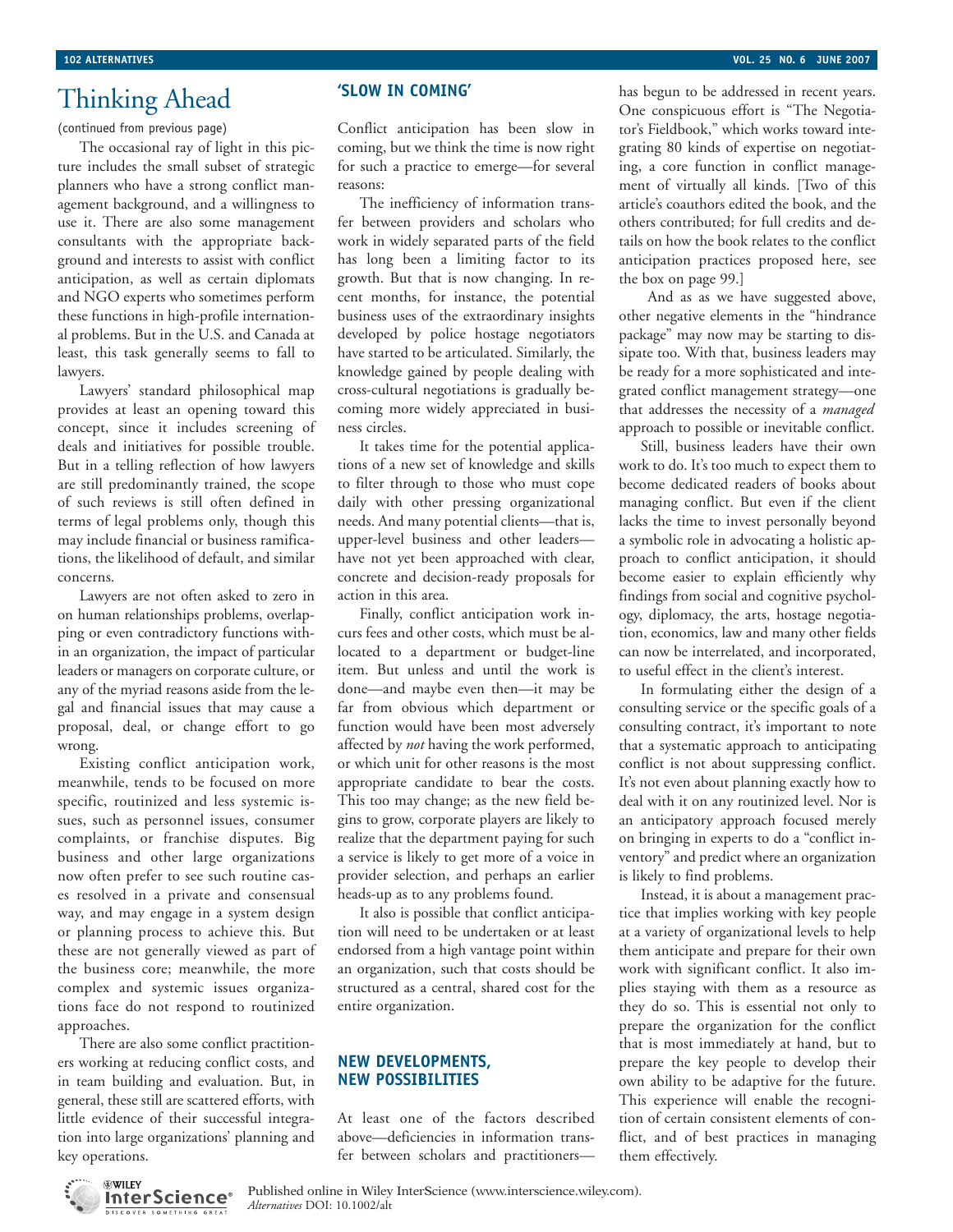## Thinking Ahead

(continued from previous page)

The occasional ray of light in this picture includes the small subset of strategic planners who have a strong conflict management background, and a willingness to use it. There are also some management consultants with the appropriate background and interests to assist with conflict anticipation, as well as certain diplomats and NGO experts who sometimes perform these functions in high-profile international problems. But in the U.S. and Canada at least, this task generally seems to fall to lawyers.

Lawyers' standard philosophical map provides at least an opening toward this concept, since it includes screening of deals and initiatives for possible trouble. But in a telling reflection of how lawyers are still predominantly trained, the scope of such reviews is still often defined in terms of legal problems only, though this may include financial or business ramifications, the likelihood of default, and similar concerns.

Lawyers are not often asked to zero in on human relationships problems, overlapping or even contradictory functions within an organization, the impact of particular leaders or managers on corporate culture, or any of the myriad reasons aside from the legal and financial issues that may cause a proposal, deal, or change effort to go wrong.

Existing conflict anticipation work, meanwhile, tends to be focused on more specific, routinized and less systemic issues, such as personnel issues, consumer complaints, or franchise disputes. Big business and other large organizations now often prefer to see such routine cases resolved in a private and consensual way, and may engage in a system design or planning process to achieve this. But these are not generally viewed as part of the business core; meanwhile, the more complex and systemic issues organizations face do not respond to routinized approaches.

There are also some conflict practitioners working at reducing conflict costs, and in team building and evaluation. But, in general, these still are scattered efforts, with little evidence of their successful integration into large organizations' planning and key operations.

### 'SLOW IN COMING'

Conflict anticipation has been slow in coming, but we think the time is now right for such a practice to emerge—for several reasons:

The inefficiency of information transfer between providers and scholars who work in widely separated parts of the field has long been a limiting factor to its growth. But that is now changing. In recent months, for instance, the potential business uses of the extraordinary insights developed by police hostage negotiators have started to be articulated. Similarly, the knowledge gained by people dealing with cross-cultural negotiations is gradually becoming more widely appreciated in business circles.

It takes time for the potential applications of a new set of knowledge and skills to filter through to those who must cope daily with other pressing organizational needs. And many potential clients—that is, upper-level business and other leaders—have not yet been approached with clear, concrete and decision-ready proposals for action in this area.

Finally, conflict anticipation work incurs fees and other costs, which must be allocated to a department or budget-line item. But unless and until the work is done—and maybe even then—it may be far from obvious which department or function would have been most adversely affected by *not* having the work performed, or which unit for other reasons is the most appropriate candidate to bear the costs. This too may change; as the new field begins to grow, corporate players are likely to realize that the department paying for such a service is likely to get more of a voice in provider selection, and perhaps an earlier heads-up as to any problems found.

It also is possible that conflict anticipation will need to be undertaken or at least endorsed from a high vantage point within an organization, such that costs should be structured as a central, shared cost for the entire organization.

### NEW DEVELOPMENTS, NEW POSSIBILITIES

At least one of the factors described above—deficiencies in information transfer between scholars and practitioners—has begun to be addressed in recent years. One conspicuous effort is "The Negotiator's Fieldbook," which works toward integrating 80 kinds of expertise on negotiating, a core function in conflict management of virtually all kinds. [Two of this article's coauthors edited the book, and the others contributed; for full credits and details on how the book relates to the conflict anticipation practices proposed here, see the box on page 99.]

And as as we have suggested above, other negative elements in the "hindrance package" may now may be starting to dissipate too. With that, business leaders may be ready for a more sophisticated and integrated conflict management strategy—one that addresses the necessity of a *managed* approach to possible or inevitable conflict.

Still, business leaders have their own work to do. It's too much to expect them to become dedicated readers of books about managing conflict. But even if the client lacks the time to invest personally beyond a symbolic role in advocating a holistic approach to conflict anticipation, it should become easier to explain efficiently why findings from social and cognitive psychology, diplomacy, the arts, hostage negotiation, economics, law and many other fields can now be interrelated, and incorporated, to useful effect in the client's interest.

In formulating either the design of a consulting service or the specific goals of a consulting contract, it's important to note that a systematic approach to anticipating conflict is not about suppressing conflict. It's not even about planning exactly how to deal with it on any routinized level. Nor is an anticipatory approach focused merely on bringing in experts to do a "conflict inventory" and predict where an organization is likely to find problems.

Instead, it is about a management practice that implies working with key people at a variety of organizational levels to help them anticipate and prepare for their own work with significant conflict. It also implies staying with them as a resource as they do so. This is essential not only to prepare the organization for the conflict that is most immediately at hand, but to prepare the key people to develop their own ability to be adaptive for the future. This experience will enable the recognition of certain consistent elements of conflict, and of best practices in managing them effectively.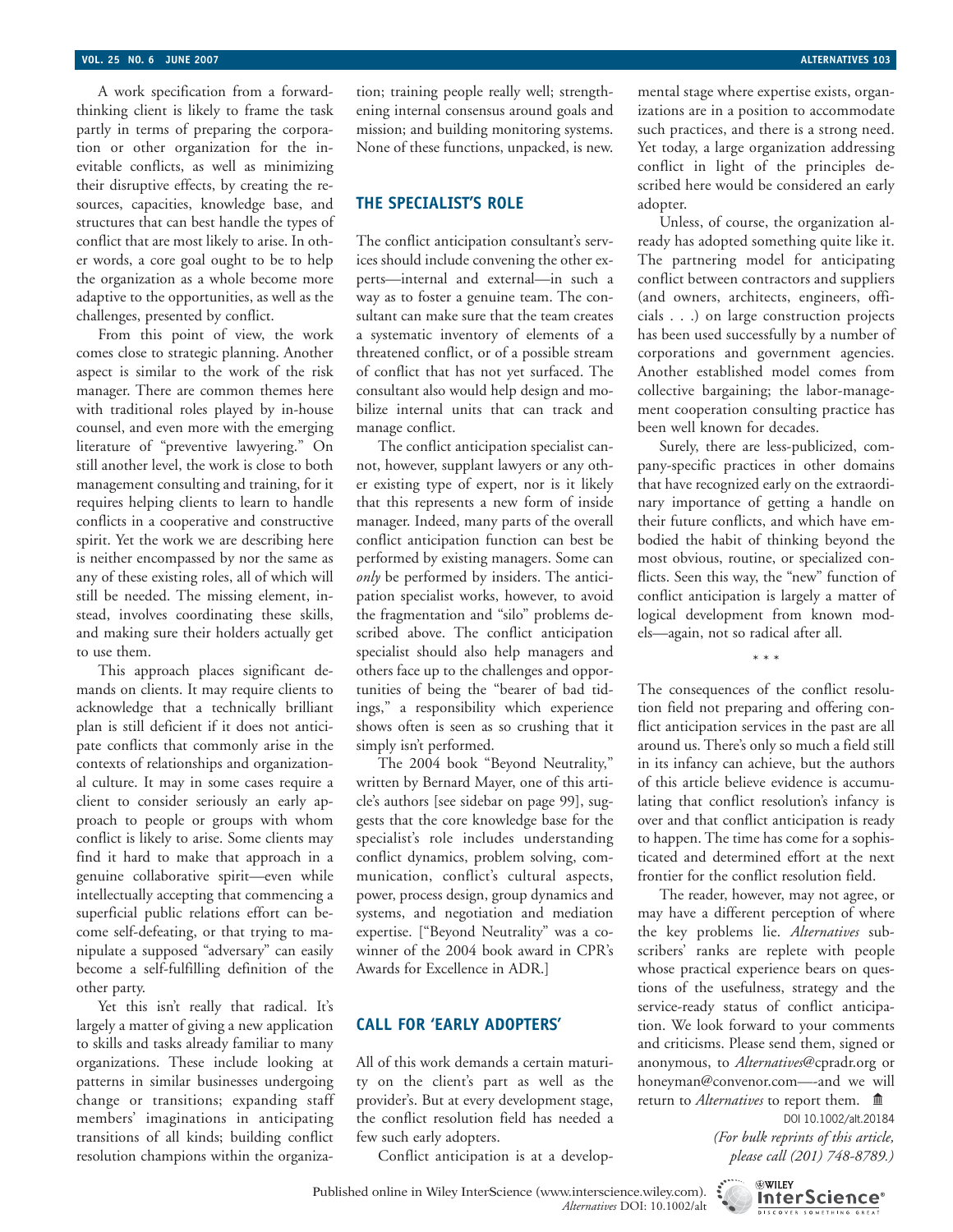A work specification from a forward-thinking client is likely to frame the task partly in terms of preparing the corporation or other organization for the inevitable conflicts, as well as minimizing their disruptive effects, by creating the resources, capacities, knowledge base, and structures that can best handle the types of conflict that are most likely to arise. In other words, a core goal ought to be to help the organization as a whole become more adaptive to the opportunities, as well as the challenges, presented by conflict.

From this point of view, the work comes close to strategic planning. Another aspect is similar to the work of the risk manager. There are common themes here with traditional roles played by in-house counsel, and even more with the emerging literature of "preventive lawyering." On still another level, the work is close to both management consulting and training, for it requires helping clients to learn to handle conflicts in a cooperative and constructive spirit. Yet the work we are describing here is neither encompassed by nor the same as any of these existing roles, all of which will still be needed. The missing element, instead, involves coordinating these skills, and making sure their holders actually get to use them.

This approach places significant demands on clients. It may require clients to acknowledge that a technically brilliant plan is still deficient if it does not anticipate conflicts that commonly arise in the contexts of relationships and organizational culture. It may in some cases require a client to consider seriously an early approach to people or groups with whom conflict is likely to arise. Some clients may find it hard to make that approach in a genuine collaborative spirit—even while intellectually accepting that commencing a superficial public relations effort can become self-defeating, or that trying to manipulate a supposed "adversary" can easily become a self-fulfilling definition of the other party.

Yet this isn't really that radical. It's largely a matter of giving a new application to skills and tasks already familiar to many organizations. These include looking at patterns in similar businesses undergoing change or transitions; expanding staff members' imaginations in anticipating transitions of all kinds; building conflict resolution champions within the organization; training people really well; strengthening internal consensus around goals and mission; and building monitoring systems. None of these functions, unpacked, is new.

## THE SPECIALIST'S ROLE

The conflict anticipation consultant's services should include convening the other experts—internal and external—in such a way as to foster a genuine team. The consultant can make sure that the team creates a systematic inventory of elements of a threatened conflict, or of a possible stream of conflict that has not yet surfaced. The consultant also would help design and mobilize internal units that can track and manage conflict.

The conflict anticipation specialist cannot, however, supplant lawyers or any other existing type of expert, nor is it likely that this represents a new form of inside manager. Indeed, many parts of the overall conflict anticipation function can best be performed by existing managers. Some can *only* be performed by insiders. The anticipation specialist works, however, to avoid the fragmentation and "silo" problems described above. The conflict anticipation specialist should also help managers and others face up to the challenges and opportunities of being the "bearer of bad tidings," a responsibility which experience shows often is seen as so crushing that it simply isn't performed.

The 2004 book "Beyond Neutrality," written by Bernard Mayer, one of this article's authors [see sidebar on page 99], suggests that the core knowledge base for the specialist's role includes understanding conflict dynamics, problem solving, communication, conflict's cultural aspects, power, process design, group dynamics and systems, and negotiation and mediation expertise. ["Beyond Neutrality" was a co-winner of the 2004 book award in CPR's Awards for Excellence in ADR.]

## CALL FOR 'EARLY ADOPTERS'

All of this work demands a certain maturity on the client's part as well as the provider's. But at every development stage, the conflict resolution field has needed a few such early adopters.

Conflict anticipation is at a developmental stage where expertise exists, organizations are in a position to accommodate such practices, and there is a strong need. Yet today, a large organization addressing conflict in light of the principles described here would be considered an early adopter.

Unless, of course, the organization already has adopted something quite like it. The partnering model for anticipating conflict between contractors and suppliers (and owners, architects, engineers, officials . . .) on large construction projects has been used successfully by a number of corporations and government agencies. Another established model comes from collective bargaining; the labor-management cooperation consulting practice has been well known for decades.

Surely, there are less-publicized, company-specific practices in other domains that have recognized early on the extraordinary importance of getting a handle on their future conflicts, and which have embodied the habit of thinking beyond the most obvious, routine, or specialized conflicts. Seen this way, the "new" function of conflict anticipation is largely a matter of logical development from known models—again, not so radical after all.

\* \* \*

The consequences of the conflict resolution field not preparing and offering conflict anticipation services in the past are all around us. There's only so much a field still in its infancy can achieve, but the authors of this article believe evidence is accumulating that conflict resolution's infancy is over and that conflict anticipation is ready to happen. The time has come for a sophisticated and determined effort at the next frontier for the conflict resolution field.

The reader, however, may not agree, or may have a different perception of where the key problems lie. *Alternatives* subscribers' ranks are replete with people whose practical experience bears on questions of the usefulness, strategy and the service-ready status of conflict anticipation. We look forward to your comments and criticisms. Please send them, signed or anonymous, to *Alternatives*@cpradr.org or honeyman@convenor.com—-and we will return to *Alternatives* to report them.

DOI 10.1002/alt.20184

*(For bulk reprints of this article, please call (201) 748-8789.)*

Published online in Wiley InterScience (www.interscience.wiley.com). *Alternatives* DOI: 10.1002/alt